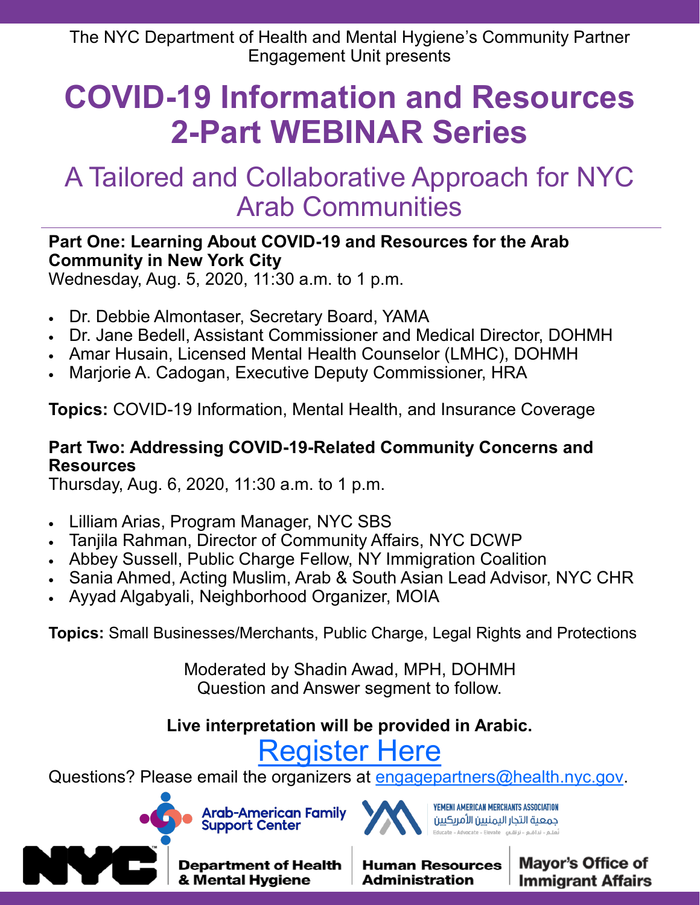The NYC Department of Health and Mental Hygiene's Community Partner Engagement Unit presents

# COVID-19 Information and Resources 2-Part WEBINAR Series

## A Tailored and Collaborative Approach for NYC Arab Communities

**Part One: Learning About COVID-19 and Resources for the Arab Community in New York City**
Wednesday, Aug. 5, 2020, 11:30 a.m. to 1 p.m.

- Dr. Debbie Almontaser, Secretary Board, YAMA
- Dr. Jane Bedell, Assistant Commissioner and Medical Director, DOHMH
- Amar Husain, Licensed Mental Health Counselor (LMHC), DOHMH
- Marjorie A. Cadogan, Executive Deputy Commissioner, HRA

**Topics:** COVID-19 Information, Mental Health, and Insurance Coverage

**Part Two: Addressing COVID-19-Related Community Concerns and Resources**
Thursday, Aug. 6, 2020, 11:30 a.m. to 1 p.m.

- Lilliam Arias, Program Manager, NYC SBS
- Tanjila Rahman, Director of Community Affairs, NYC DCWP
- Abbey Sussell, Public Charge Fellow, NY Immigration Coalition
- Sania Ahmed, Acting Muslim, Arab & South Asian Lead Advisor, NYC CHR
- Ayyad Algabyali, Neighborhood Organizer, MOIA

**Topics:** Small Businesses/Merchants, Public Charge, Legal Rights and Protections

Moderated by Shadin Awad, MPH, DOHMH
Question and Answer segment to follow.

**Live interpretation will be provided in Arabic.**

Register Here

Questions? Please email the organizers at engagepartners@health.nyc.gov.

Arab-American Family Support Center

YEMENI AMERICAN MERCHANTS ASSOCIATION
جمعية التجار اليمنيين الأمريكيين
Educate - Advocate - Elevate تعلم - تدافع - ترتقي

NYC Department of Health & Mental Hygiene | Human Resources Administration | Mayor's Office of Immigrant Affairs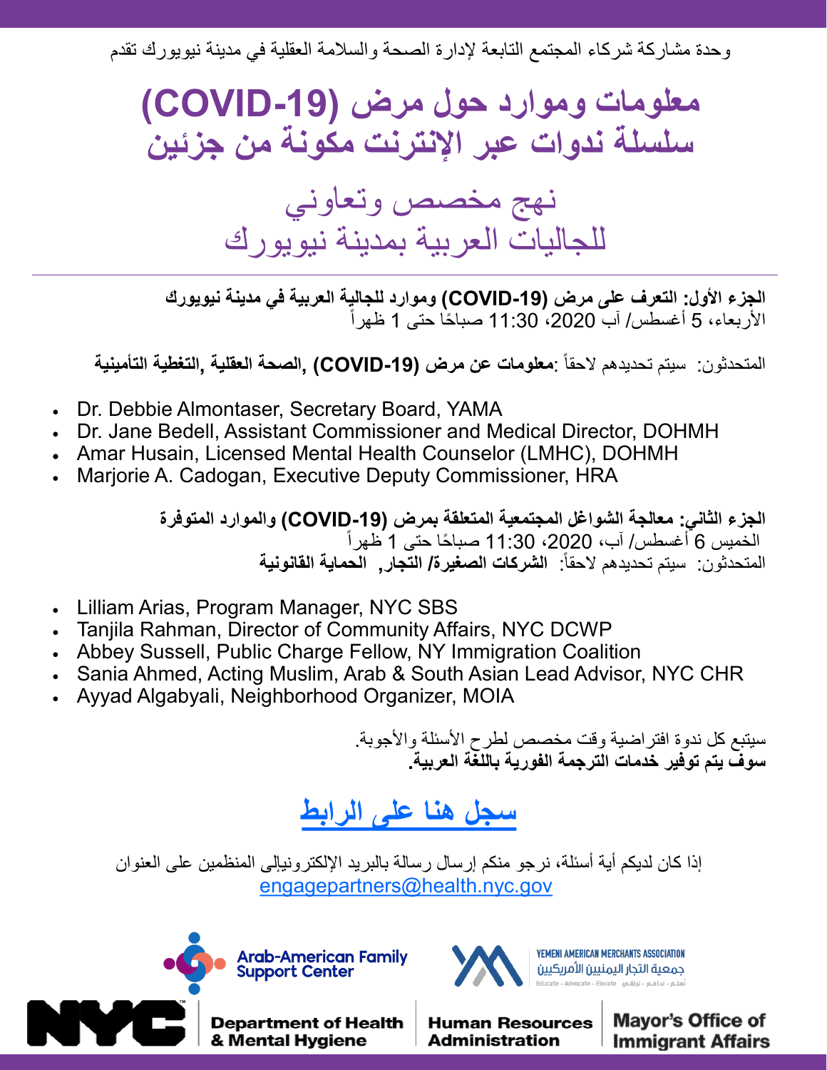وحدة مشاركة شركاء المجتمع التابعة لإدارة الصحة والسلامة العقلية في مدينة نيويورك تقدم

# معلومات وموارد حول مرض (COVID-19)
# سلسلة ندوات عبر الإنترنت مكونة من جزئين

## نهج مخصص وتعاوني
## للجاليات العربية بمدينة نيويورك

---

**الجزء الأول: التعرف على مرض (COVID-19) وموارد للجالية العربية في مدينة نيويورك**
الأربعاء، 5 أغسطس/ آب 2020، 11:30 صباحًا حتى 1 ظهراً

المتحدثون: سيتم تحديدهم لاحقاً :**معلومات عن مرض (COVID-19) ,الصحة العقلية ,التغطية التأمينية**

- Dr. Debbie Almontaser, Secretary Board, YAMA
- Dr. Jane Bedell, Assistant Commissioner and Medical Director, DOHMH
- Amar Husain, Licensed Mental Health Counselor (LMHC), DOHMH
- Marjorie A. Cadogan, Executive Deputy Commissioner, HRA

**الجزء الثاني: معالجة الشواغل المجتمعية المتعلقة بمرض (COVID-19) والموارد المتوفرة**
الخميس 6 أغسطس/ آب، 2020، 11:30 صباحًا حتى 1 ظهراً
المتحدثون: سيتم تحديدهم لاحقاً: **الشركات الصغيرة/ التجار, الحماية القانونية**

- Lilliam Arias, Program Manager, NYC SBS
- Tanjila Rahman, Director of Community Affairs, NYC DCWP
- Abbey Sussell, Public Charge Fellow, NY Immigration Coalition
- Sania Ahmed, Acting Muslim, Arab & South Asian Lead Advisor, NYC CHR
- Ayyad Algabyali, Neighborhood Organizer, MOIA

سيتبع كل ندوة افتراضية وقت مخصص لطرح الأسئلة والأجوبة.
**سوف يتم توفير خدمات الترجمة الفورية باللغة العربية.**

## سجل هنا على الرابط

إذا كان لديكم أية أسئلة، نرجو منكم إرسال رسالة بالبريد الإلكترونيإلى المنظمين على العنوان
engagepartners@health.nyc.gov

Arab-American Family Support Center

YEMENI AMERICAN MERCHANTS ASSOCIATION
جمعية التجار اليمنيين الأمريكيين
Educate - Advocate - Elevate تعلم - تدافع - ترتقي

NYC Department of Health & Mental Hygiene | Human Resources Administration | Mayor's Office of Immigrant Affairs